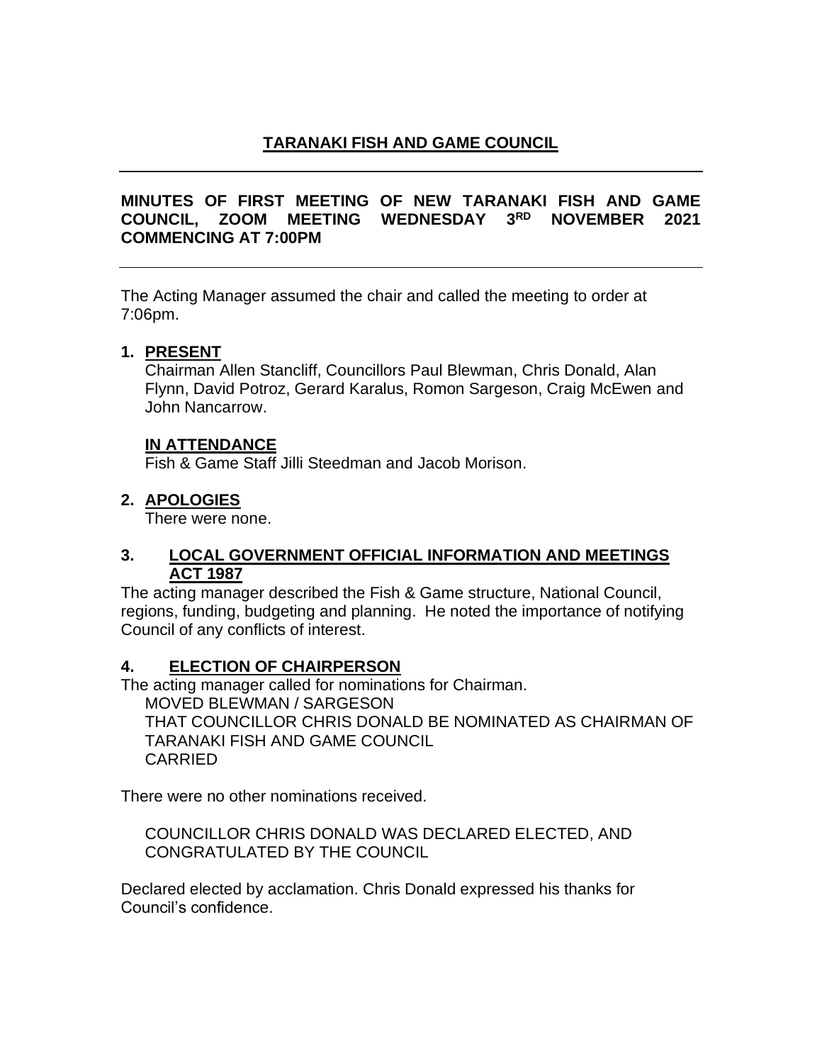# TARANAKI FISH AND GAME COUNCIL

**MINUTES OF FIRST MEETING OF NEW TARANAKI FISH AND GAME COUNCIL, ZOOM MEETING WEDNESDAY 3RD NOVEMBER 2021 COMMENCING AT 7:00PM**

The Acting Manager assumed the chair and called the meeting to order at 7:06pm.

## 1. PRESENT

Chairman Allen Stancliff, Councillors Paul Blewman, Chris Donald, Alan Flynn, David Potroz, Gerard Karalus, Romon Sargeson, Craig McEwen and John Nancarrow.

### IN ATTENDANCE

Fish & Game Staff Jilli Steedman and Jacob Morison.

## 2. APOLOGIES

There were none.

## 3. LOCAL GOVERNMENT OFFICIAL INFORMATION AND MEETINGS ACT 1987

The acting manager described the Fish & Game structure, National Council, regions, funding, budgeting and planning. He noted the importance of notifying Council of any conflicts of interest.

## 4. ELECTION OF CHAIRPERSON

The acting manager called for nominations for Chairman.

MOVED BLEWMAN / SARGESON
THAT COUNCILLOR CHRIS DONALD BE NOMINATED AS CHAIRMAN OF TARANAKI FISH AND GAME COUNCIL
CARRIED

There were no other nominations received.

COUNCILLOR CHRIS DONALD WAS DECLARED ELECTED, AND CONGRATULATED BY THE COUNCIL

Declared elected by acclamation. Chris Donald expressed his thanks for Council's confidence.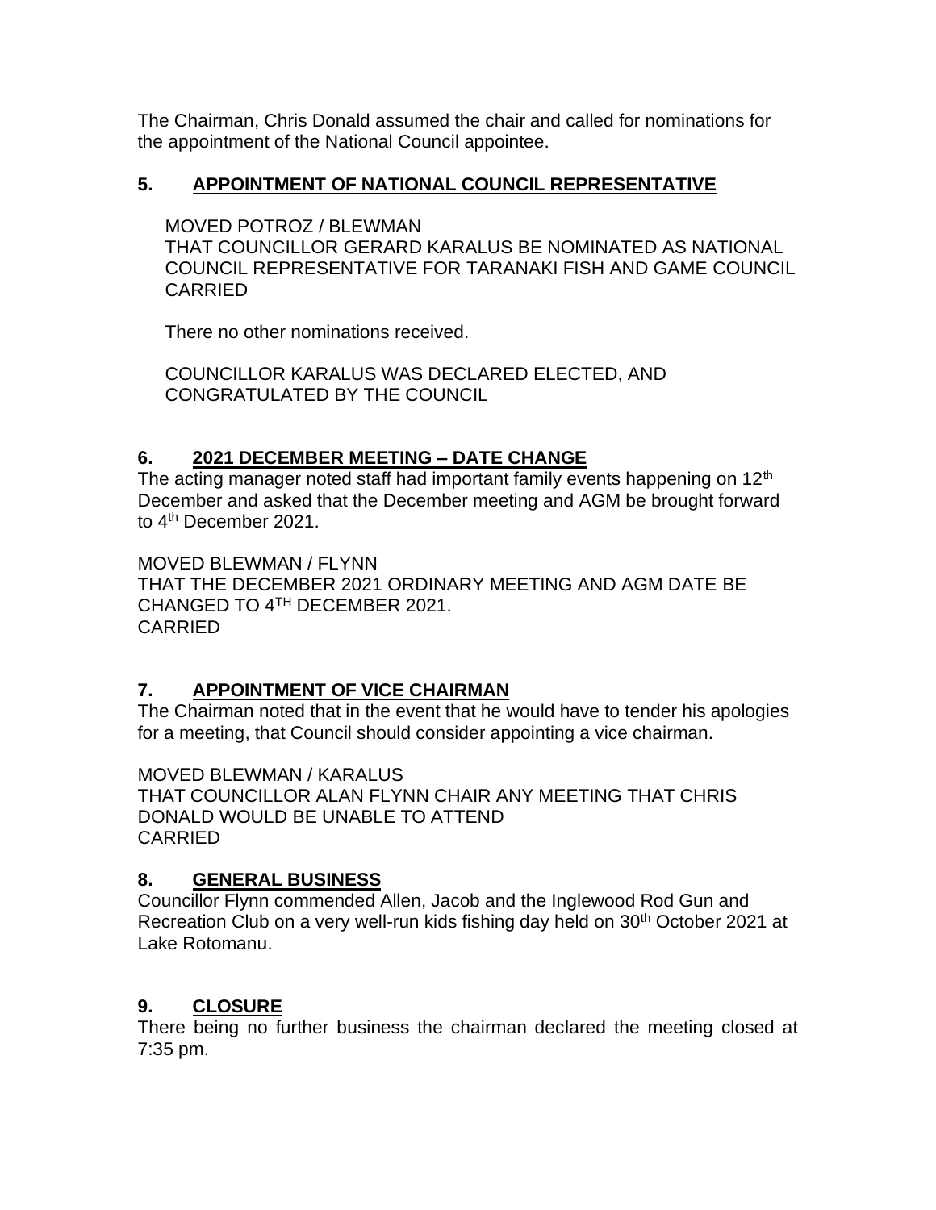The Chairman, Chris Donald assumed the chair and called for nominations for the appointment of the National Council appointee.

## 5. APPOINTMENT OF NATIONAL COUNCIL REPRESENTATIVE

MOVED POTROZ / BLEWMAN
THAT COUNCILLOR GERARD KARALUS BE NOMINATED AS NATIONAL COUNCIL REPRESENTATIVE FOR TARANAKI FISH AND GAME COUNCIL
CARRIED

There no other nominations received.

COUNCILLOR KARALUS WAS DECLARED ELECTED, AND CONGRATULATED BY THE COUNCIL

## 6. 2021 DECEMBER MEETING – DATE CHANGE

The acting manager noted staff had important family events happening on 12th December and asked that the December meeting and AGM be brought forward to 4th December 2021.

MOVED BLEWMAN / FLYNN
THAT THE DECEMBER 2021 ORDINARY MEETING AND AGM DATE BE CHANGED TO 4TH DECEMBER 2021.
CARRIED

## 7. APPOINTMENT OF VICE CHAIRMAN

The Chairman noted that in the event that he would have to tender his apologies for a meeting, that Council should consider appointing a vice chairman.

MOVED BLEWMAN / KARALUS
THAT COUNCILLOR ALAN FLYNN CHAIR ANY MEETING THAT CHRIS DONALD WOULD BE UNABLE TO ATTEND
CARRIED

## 8. GENERAL BUSINESS

Councillor Flynn commended Allen, Jacob and the Inglewood Rod Gun and Recreation Club on a very well-run kids fishing day held on 30th October 2021 at Lake Rotomanu.

## 9. CLOSURE

There being no further business the chairman declared the meeting closed at 7:35 pm.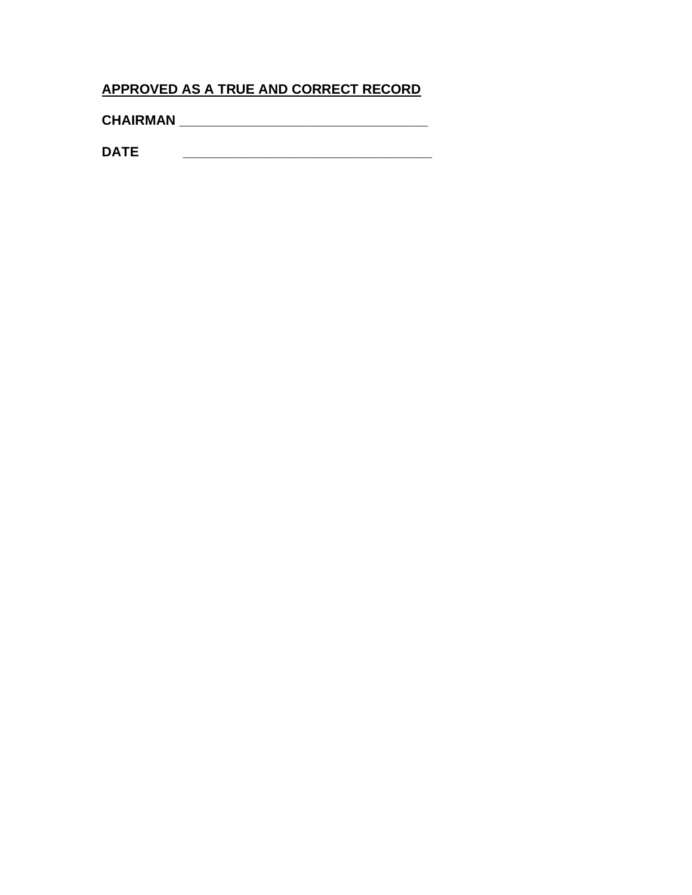**APPROVED AS A TRUE AND CORRECT RECORD**

**CHAIRMAN** ___________________________________

**DATE** ___________________________________